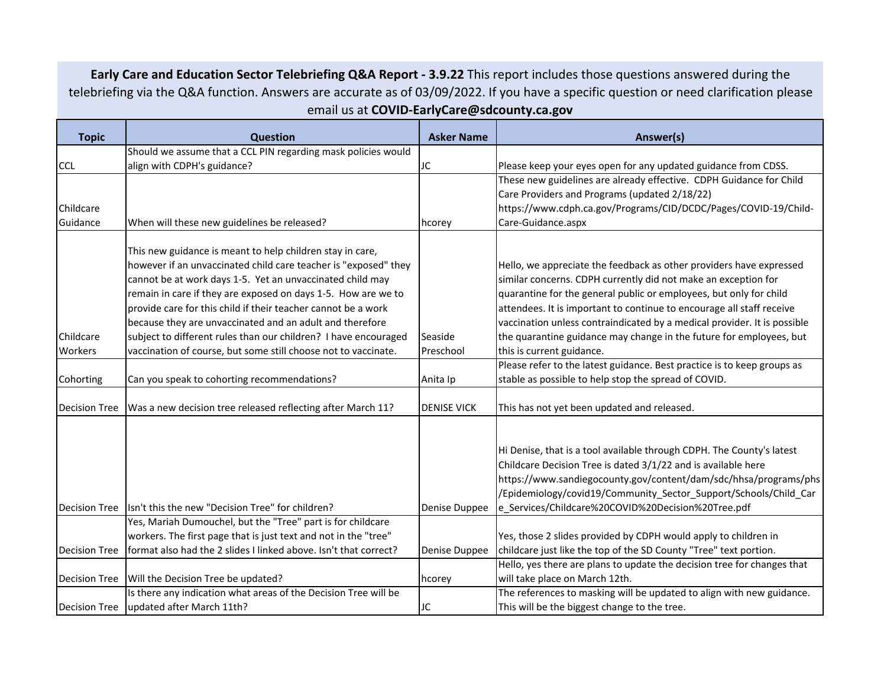**Early Care and Education Sector Telebriefing Q&A Report - 3.9.22** This report includes those questions answered during the telebriefing via the Q&A function. Answers are accurate as of 03/09/2022. If you have a specific question or need clarification please email us at **COVID-EarlyCare@sdcounty.ca.gov**

| Topic | Question | Asker Name | Answer(s) |
|---|---|---|---|
| CCL | Should we assume that a CCL PIN regarding mask policies would align with CDPH's guidance? | JC | Please keep your eyes open for any updated guidance from CDSS. |
| Childcare Guidance | When will these new guidelines be released? | hcorey | These new guidelines are already effective. CDPH Guidance for Child Care Providers and Programs (updated 2/18/22) https://www.cdph.ca.gov/Programs/CID/DCDC/Pages/COVID-19/Child-Care-Guidance.aspx |
| Childcare Workers | This new guidance is meant to help children stay in care, however if an unvaccinated child care teacher is "exposed" they cannot be at work days 1-5. Yet an unvaccinated child may remain in care if they are exposed on days 1-5. How are we to provide care for this child if their teacher cannot be a work because they are unvaccinated and an adult and therefore subject to different rules than our children? I have encouraged vaccination of course, but some still choose not to vaccinate. | Seaside Preschool | Hello, we appreciate the feedback as other providers have expressed similar concerns. CDPH currently did not make an exception for quarantine for the general public or employees, but only for child attendees. It is important to continue to encourage all staff receive vaccination unless contraindicated by a medical provider. It is possible the quarantine guidance may change in the future for employees, but this is current guidance. |
| Cohorting | Can you speak to cohorting recommendations? | Anita Ip | Please refer to the latest guidance. Best practice is to keep groups as stable as possible to help stop the spread of COVID. |
| Decision Tree | Was a new decision tree released reflecting after March 11? | DENISE VICK | This has not yet been updated and released. |
| Decision Tree | Isn't this the new "Decision Tree" for children? | Denise Duppee | Hi Denise, that is a tool available through CDPH. The County's latest Childcare Decision Tree is dated 3/1/22 and is available here https://www.sandiegocounty.gov/content/dam/sdc/hhsa/programs/phs/Epidemiology/covid19/Community_Sector_Support/Schools/Child_Care_Services/Childcare%20COVID%20Decision%20Tree.pdf |
| Decision Tree | Yes, Mariah Dumouchel, but the "Tree" part is for childcare workers. The first page that is just text and not in the "tree" format also had the 2 slides I linked above. Isn't that correct? | Denise Duppee | Yes, those 2 slides provided by CDPH would apply to children in childcare just like the top of the SD County "Tree" text portion. |
| Decision Tree | Will the Decision Tree be updated? | hcorey | Hello, yes there are plans to update the decision tree for changes that will take place on March 12th. |
| Decision Tree | Is there any indication what areas of the Decision Tree will be updated after March 11th? | JC | The references to masking will be updated to align with new guidance. This will be the biggest change to the tree. |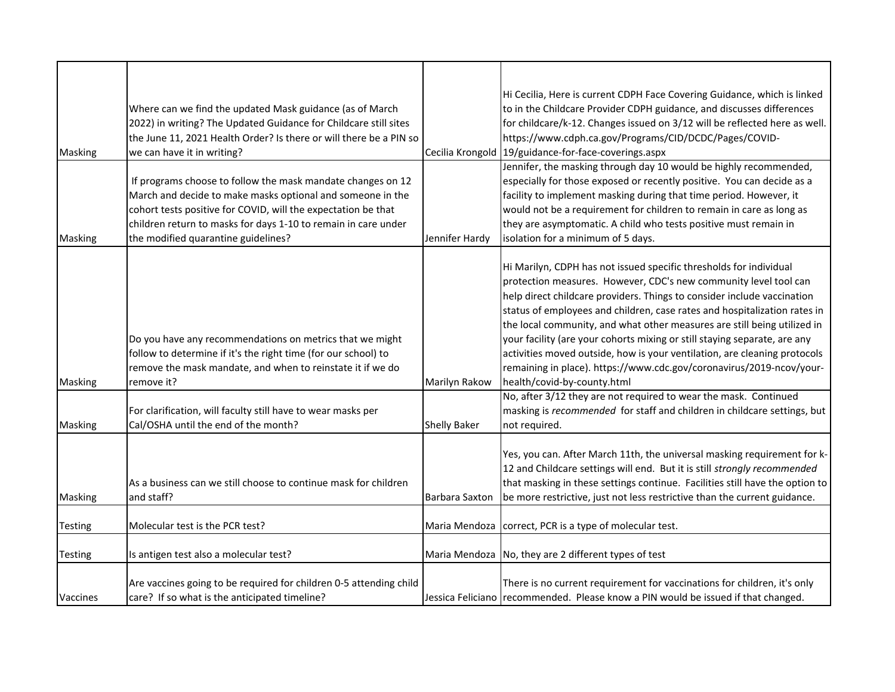| | | | |
|---|---|---|---|
| Masking | Where can we find the updated Mask guidance (as of March 2022) in writing? The Updated Guidance for Childcare still sites the June 11, 2021 Health Order? Is there or will there be a PIN so we can have it in writing? | Cecilia Krongold | Hi Cecilia, Here is current CDPH Face Covering Guidance, which is linked to in the Childcare Provider CDPH guidance, and discusses differences for childcare/k-12. Changes issued on 3/12 will be reflected here as well. https://www.cdph.ca.gov/Programs/CID/DCDC/Pages/COVID-19/guidance-for-face-coverings.aspx |
| Masking | If programs choose to follow the mask mandate changes on 12 March and decide to make masks optional and someone in the cohort tests positive for COVID, will the expectation be that children return to masks for days 1-10 to remain in care under the modified quarantine guidelines? | Jennifer Hardy | Jennifer, the masking through day 10 would be highly recommended, especially for those exposed or recently positive. You can decide as a facility to implement masking during that time period. However, it would not be a requirement for children to remain in care as long as they are asymptomatic. A child who tests positive must remain in isolation for a minimum of 5 days. |
| Masking | Do you have any recommendations on metrics that we might follow to determine if it's the right time (for our school) to remove the mask mandate, and when to reinstate it if we do remove it? | Marilyn Rakow | Hi Marilyn, CDPH has not issued specific thresholds for individual protection measures. However, CDC's new community level tool can help direct childcare providers. Things to consider include vaccination status of employees and children, case rates and hospitalization rates in the local community, and what other measures are still being utilized in your facility (are your cohorts mixing or still staying separate, are any activities moved outside, how is your ventilation, are cleaning protocols remaining in place). https://www.cdc.gov/coronavirus/2019-ncov/your-health/covid-by-county.html |
| Masking | For clarification, will faculty still have to wear masks per Cal/OSHA until the end of the month? | Shelly Baker | No, after 3/12 they are not required to wear the mask. Continued masking is *recommended* for staff and children in childcare settings, but not required. |
| Masking | As a business can we still choose to continue mask for children and staff? | Barbara Saxton | Yes, you can. After March 11th, the universal masking requirement for k-12 and Childcare settings will end. But it is still *strongly recommended* that masking in these settings continue. Facilities still have the option to be more restrictive, just not less restrictive than the current guidance. |
| Testing | Molecular test is the PCR test? | Maria Mendoza | correct, PCR is a type of molecular test. |
| Testing | Is antigen test also a molecular test? | Maria Mendoza | No, they are 2 different types of test |
| Vaccines | Are vaccines going to be required for children 0-5 attending child care? If so what is the anticipated timeline? | Jessica Feliciano | There is no current requirement for vaccinations for children, it's only recommended. Please know a PIN would be issued if that changed. |